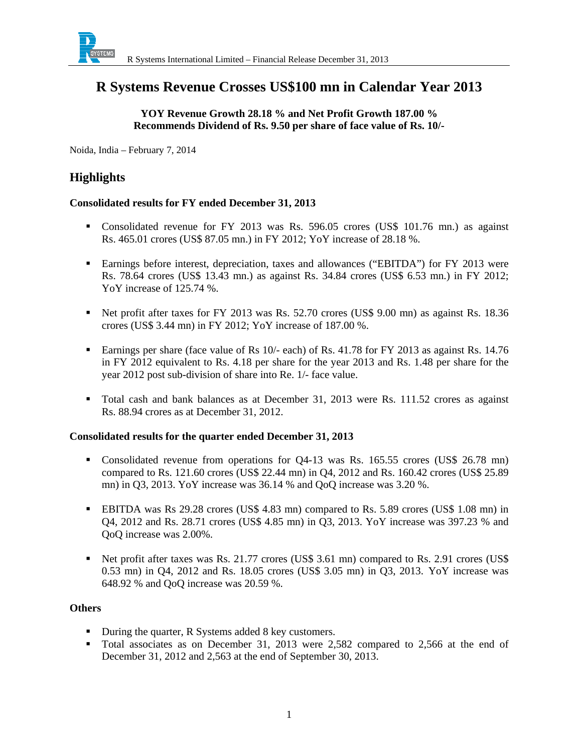# R Systems Revenue Crosses US$100 mn in Calendar Year 2013

**YOY Revenue Growth 28.18 % and Net Profit Growth 187.00 %**
**Recommends Dividend of Rs. 9.50 per share of face value of Rs. 10/-**

Noida, India – February 7, 2014

## Highlights

### Consolidated results for FY ended December 31, 2013

- Consolidated revenue for FY 2013 was Rs. 596.05 crores (US$ 101.76 mn.) as against Rs. 465.01 crores (US$ 87.05 mn.) in FY 2012; YoY increase of 28.18 %.
- Earnings before interest, depreciation, taxes and allowances ("EBITDA") for FY 2013 were Rs. 78.64 crores (US$ 13.43 mn.) as against Rs. 34.84 crores (US$ 6.53 mn.) in FY 2012; YoY increase of 125.74 %.
- Net profit after taxes for FY 2013 was Rs. 52.70 crores (US$ 9.00 mn) as against Rs. 18.36 crores (US$ 3.44 mn) in FY 2012; YoY increase of 187.00 %.
- Earnings per share (face value of Rs 10/- each) of Rs. 41.78 for FY 2013 as against Rs. 14.76 in FY 2012 equivalent to Rs. 4.18 per share for the year 2013 and Rs. 1.48 per share for the year 2012 post sub-division of share into Re. 1/- face value.
- Total cash and bank balances as at December 31, 2013 were Rs. 111.52 crores as against Rs. 88.94 crores as at December 31, 2012.

### Consolidated results for the quarter ended December 31, 2013

- Consolidated revenue from operations for Q4-13 was Rs. 165.55 crores (US$ 26.78 mn) compared to Rs. 121.60 crores (US$ 22.44 mn) in Q4, 2012 and Rs. 160.42 crores (US$ 25.89 mn) in Q3, 2013. YoY increase was 36.14 % and QoQ increase was 3.20 %.
- EBITDA was Rs 29.28 crores (US$ 4.83 mn) compared to Rs. 5.89 crores (US$ 1.08 mn) in Q4, 2012 and Rs. 28.71 crores (US$ 4.85 mn) in Q3, 2013. YoY increase was 397.23 % and QoQ increase was 2.00%.
- Net profit after taxes was Rs. 21.77 crores (US$ 3.61 mn) compared to Rs. 2.91 crores (US$ 0.53 mn) in Q4, 2012 and Rs. 18.05 crores (US$ 3.05 mn) in Q3, 2013. YoY increase was 648.92 % and QoQ increase was 20.59 %.

### Others

- During the quarter, R Systems added 8 key customers.
- Total associates as on December 31, 2013 were 2,582 compared to 2,566 at the end of December 31, 2012 and 2,563 at the end of September 30, 2013.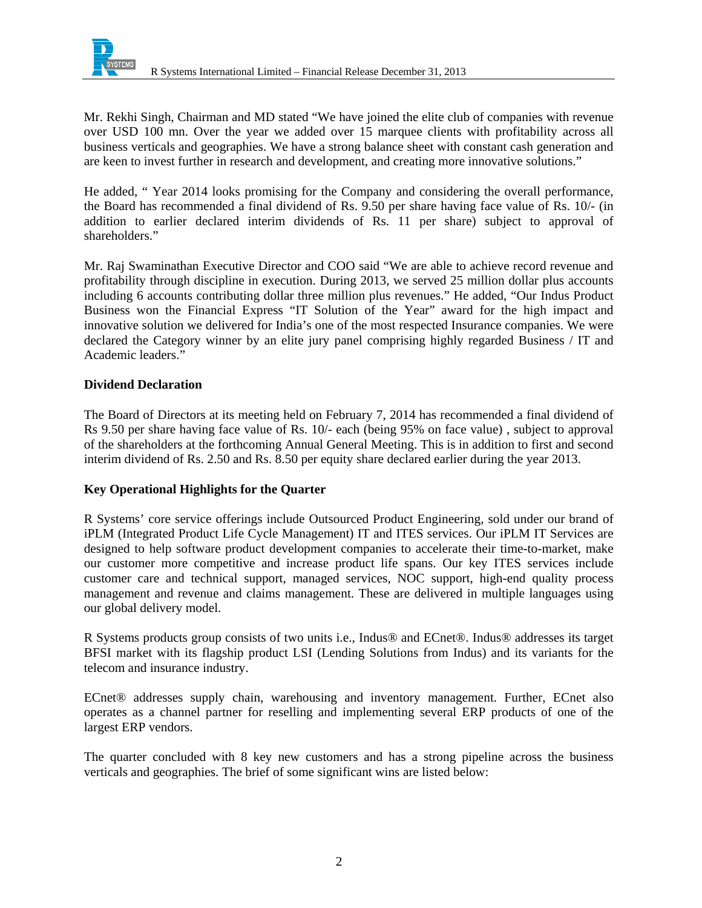Mr. Rekhi Singh, Chairman and MD stated "We have joined the elite club of companies with revenue over USD 100 mn. Over the year we added over 15 marquee clients with profitability across all business verticals and geographies. We have a strong balance sheet with constant cash generation and are keen to invest further in research and development, and creating more innovative solutions."

He added, " Year 2014 looks promising for the Company and considering the overall performance, the Board has recommended a final dividend of Rs. 9.50 per share having face value of Rs. 10/- (in addition to earlier declared interim dividends of Rs. 11 per share) subject to approval of shareholders."

Mr. Raj Swaminathan Executive Director and COO said "We are able to achieve record revenue and profitability through discipline in execution. During 2013, we served 25 million dollar plus accounts including 6 accounts contributing dollar three million plus revenues." He added, "Our Indus Product Business won the Financial Express "IT Solution of the Year" award for the high impact and innovative solution we delivered for India's one of the most respected Insurance companies. We were declared the Category winner by an elite jury panel comprising highly regarded Business / IT and Academic leaders."

**Dividend Declaration**

The Board of Directors at its meeting held on February 7, 2014 has recommended a final dividend of Rs 9.50 per share having face value of Rs. 10/- each (being 95% on face value) , subject to approval of the shareholders at the forthcoming Annual General Meeting. This is in addition to first and second interim dividend of Rs. 2.50 and Rs. 8.50 per equity share declared earlier during the year 2013.

**Key Operational Highlights for the Quarter**

R Systems' core service offerings include Outsourced Product Engineering, sold under our brand of iPLM (Integrated Product Life Cycle Management) IT and ITES services. Our iPLM IT Services are designed to help software product development companies to accelerate their time-to-market, make our customer more competitive and increase product life spans. Our key ITES services include customer care and technical support, managed services, NOC support, high-end quality process management and revenue and claims management. These are delivered in multiple languages using our global delivery model.

R Systems products group consists of two units i.e., Indus® and ECnet®. Indus® addresses its target BFSI market with its flagship product LSI (Lending Solutions from Indus) and its variants for the telecom and insurance industry.

ECnet® addresses supply chain, warehousing and inventory management. Further, ECnet also operates as a channel partner for reselling and implementing several ERP products of one of the largest ERP vendors.

The quarter concluded with 8 key new customers and has a strong pipeline across the business verticals and geographies. The brief of some significant wins are listed below: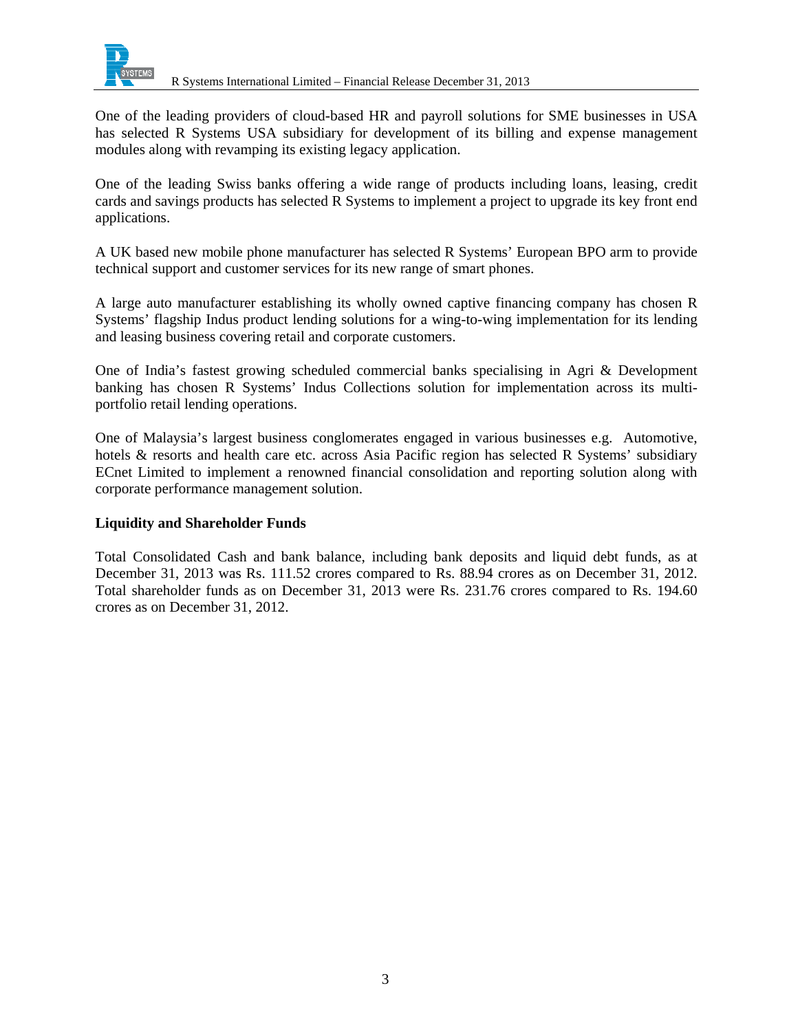One of the leading providers of cloud-based HR and payroll solutions for SME businesses in USA has selected R Systems USA subsidiary for development of its billing and expense management modules along with revamping its existing legacy application.

One of the leading Swiss banks offering a wide range of products including loans, leasing, credit cards and savings products has selected R Systems to implement a project to upgrade its key front end applications.

A UK based new mobile phone manufacturer has selected R Systems' European BPO arm to provide technical support and customer services for its new range of smart phones.

A large auto manufacturer establishing its wholly owned captive financing company has chosen R Systems' flagship Indus product lending solutions for a wing-to-wing implementation for its lending and leasing business covering retail and corporate customers.

One of India's fastest growing scheduled commercial banks specialising in Agri & Development banking has chosen R Systems' Indus Collections solution for implementation across its multi-portfolio retail lending operations.

One of Malaysia's largest business conglomerates engaged in various businesses e.g. Automotive, hotels & resorts and health care etc. across Asia Pacific region has selected R Systems' subsidiary ECnet Limited to implement a renowned financial consolidation and reporting solution along with corporate performance management solution.

**Liquidity and Shareholder Funds**

Total Consolidated Cash and bank balance, including bank deposits and liquid debt funds, as at December 31, 2013 was Rs. 111.52 crores compared to Rs. 88.94 crores as on December 31, 2012. Total shareholder funds as on December 31, 2013 were Rs. 231.76 crores compared to Rs. 194.60 crores as on December 31, 2012.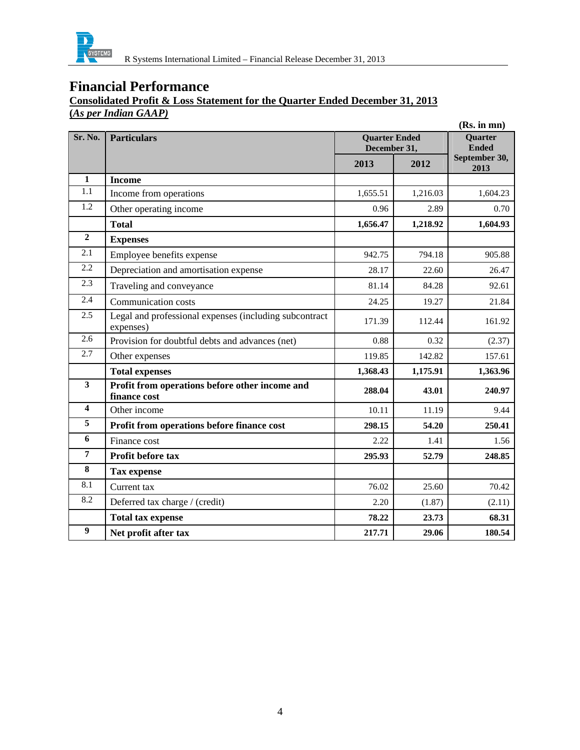# Financial Performance

**Consolidated Profit & Loss Statement for the Quarter Ended December 31, 2013**
**(*As per Indian GAAP)***

**(Rs. in mn)**

| Sr. No. | Particulars | Quarter Ended December 31, | | Quarter Ended September 30, 2013 |
|---|---|---|---|---|
| | | 2013 | 2012 | |
| **1** | **Income** | | | |
| 1.1 | Income from operations | 1,655.51 | 1,216.03 | 1,604.23 |
| 1.2 | Other operating income | 0.96 | 2.89 | 0.70 |
| | **Total** | **1,656.47** | **1,218.92** | **1,604.93** |
| **2** | **Expenses** | | | |
| 2.1 | Employee benefits expense | 942.75 | 794.18 | 905.88 |
| 2.2 | Depreciation and amortisation expense | 28.17 | 22.60 | 26.47 |
| 2.3 | Traveling and conveyance | 81.14 | 84.28 | 92.61 |
| 2.4 | Communication costs | 24.25 | 19.27 | 21.84 |
| 2.5 | Legal and professional expenses (including subcontract expenses) | 171.39 | 112.44 | 161.92 |
| 2.6 | Provision for doubtful debts and advances (net) | 0.88 | 0.32 | (2.37) |
| 2.7 | Other expenses | 119.85 | 142.82 | 157.61 |
| | **Total expenses** | **1,368.43** | **1,175.91** | **1,363.96** |
| **3** | **Profit from operations before other income and finance cost** | **288.04** | **43.01** | **240.97** |
| **4** | Other income | 10.11 | 11.19 | 9.44 |
| **5** | **Profit from operations before finance cost** | **298.15** | **54.20** | **250.41** |
| **6** | Finance cost | 2.22 | 1.41 | 1.56 |
| **7** | **Profit before tax** | **295.93** | **52.79** | **248.85** |
| **8** | **Tax expense** | | | |
| 8.1 | Current tax | 76.02 | 25.60 | 70.42 |
| 8.2 | Deferred tax charge / (credit) | 2.20 | (1.87) | (2.11) |
| | **Total tax expense** | **78.22** | **23.73** | **68.31** |
| **9** | **Net profit after tax** | **217.71** | **29.06** | **180.54** |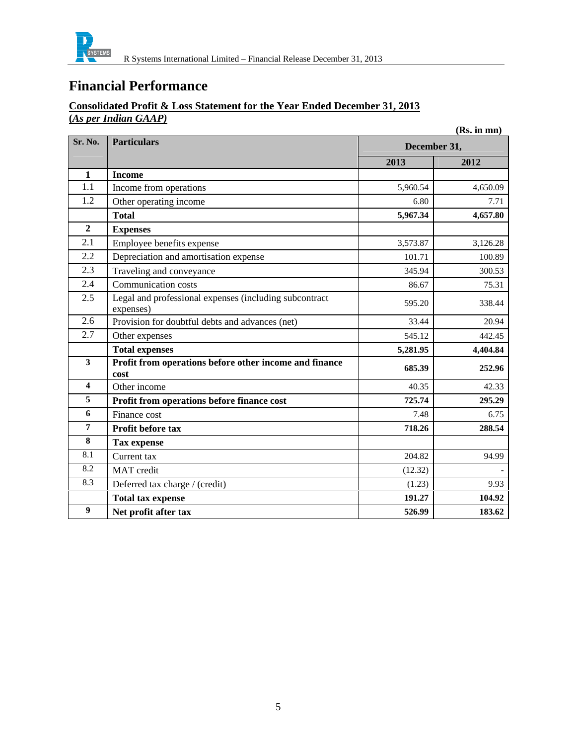# Financial Performance

**Consolidated Profit & Loss Statement for the Year Ended December 31, 2013**
**(*As per Indian GAAP)***

**(Rs. in mn)**

| Sr. No. | Particulars | December 31, | |
|---|---|---|---|
| | | **2013** | **2012** |
| **1** | **Income** | | |
| 1.1 | Income from operations | 5,960.54 | 4,650.09 |
| 1.2 | Other operating income | 6.80 | 7.71 |
| | **Total** | **5,967.34** | **4,657.80** |
| **2** | **Expenses** | | |
| 2.1 | Employee benefits expense | 3,573.87 | 3,126.28 |
| 2.2 | Depreciation and amortisation expense | 101.71 | 100.89 |
| 2.3 | Traveling and conveyance | 345.94 | 300.53 |
| 2.4 | Communication costs | 86.67 | 75.31 |
| 2.5 | Legal and professional expenses (including subcontract expenses) | 595.20 | 338.44 |
| 2.6 | Provision for doubtful debts and advances (net) | 33.44 | 20.94 |
| 2.7 | Other expenses | 545.12 | 442.45 |
| | **Total expenses** | **5,281.95** | **4,404.84** |
| **3** | **Profit from operations before other income and finance cost** | **685.39** | **252.96** |
| **4** | Other income | 40.35 | 42.33 |
| **5** | **Profit from operations before finance cost** | **725.74** | **295.29** |
| **6** | Finance cost | 7.48 | 6.75 |
| **7** | **Profit before tax** | **718.26** | **288.54** |
| **8** | **Tax expense** | | |
| 8.1 | Current tax | 204.82 | 94.99 |
| 8.2 | MAT credit | (12.32) | - |
| 8.3 | Deferred tax charge / (credit) | (1.23) | 9.93 |
| | **Total tax expense** | **191.27** | **104.92** |
| **9** | **Net profit after tax** | **526.99** | **183.62** |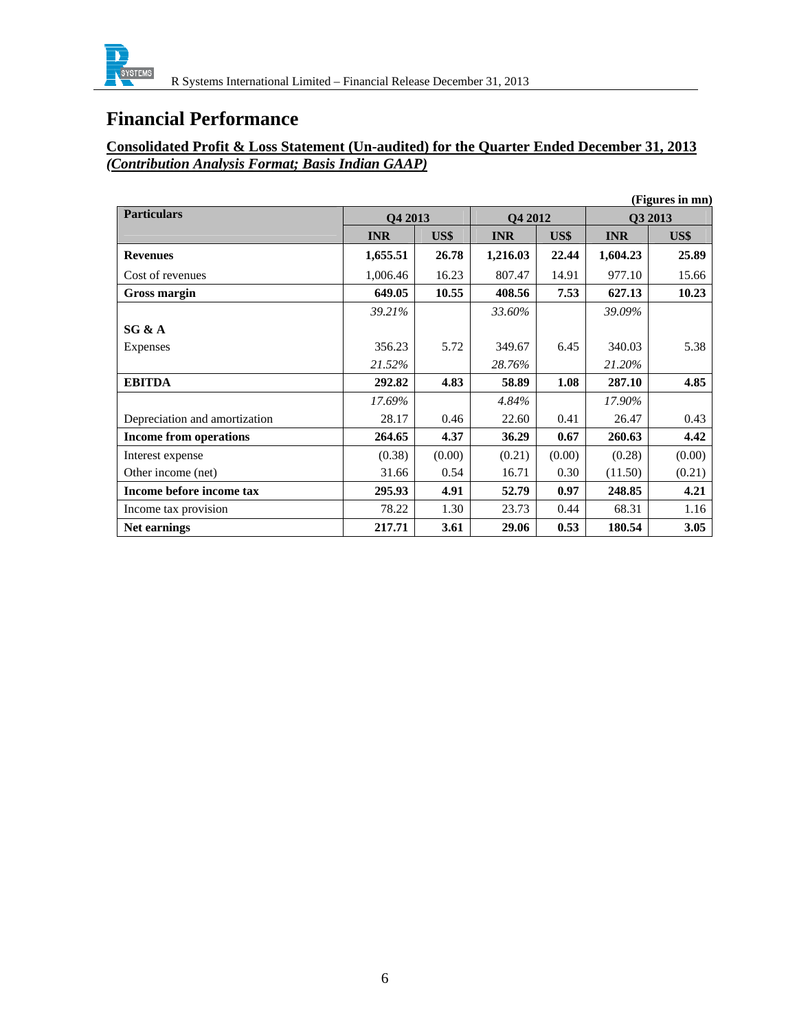# Financial Performance

**Consolidated Profit & Loss Statement (Un-audited) for the Quarter Ended December 31, 2013**
***(Contribution Analysis Format; Basis Indian GAAP)***

**(Figures in mn)**

| Particulars | Q4 2013 | | Q4 2012 | | Q3 2013 | |
|---|---|---|---|---|---|---|
| | INR | US$ | INR | US$ | INR | US$ |
| **Revenues** | **1,655.51** | **26.78** | **1,216.03** | **22.44** | **1,604.23** | **25.89** |
| Cost of revenues | 1,006.46 | 16.23 | 807.47 | 14.91 | 977.10 | 15.66 |
| **Gross margin** | **649.05** | **10.55** | **408.56** | **7.53** | **627.13** | **10.23** |
| | *39.21%* | | *33.60%* | | *39.09%* | |
| **SG & A** | | | | | | |
| Expenses | 356.23 | 5.72 | 349.67 | 6.45 | 340.03 | 5.38 |
| | *21.52%* | | *28.76%* | | *21.20%* | |
| **EBITDA** | **292.82** | **4.83** | **58.89** | **1.08** | **287.10** | **4.85** |
| | *17.69%* | | *4.84%* | | *17.90%* | |
| Depreciation and amortization | 28.17 | 0.46 | 22.60 | 0.41 | 26.47 | 0.43 |
| **Income from operations** | **264.65** | **4.37** | **36.29** | **0.67** | **260.63** | **4.42** |
| Interest expense | (0.38) | (0.00) | (0.21) | (0.00) | (0.28) | (0.00) |
| Other income (net) | 31.66 | 0.54 | 16.71 | 0.30 | (11.50) | (0.21) |
| **Income before income tax** | **295.93** | **4.91** | **52.79** | **0.97** | **248.85** | **4.21** |
| Income tax provision | 78.22 | 1.30 | 23.73 | 0.44 | 68.31 | 1.16 |
| **Net earnings** | **217.71** | **3.61** | **29.06** | **0.53** | **180.54** | **3.05** |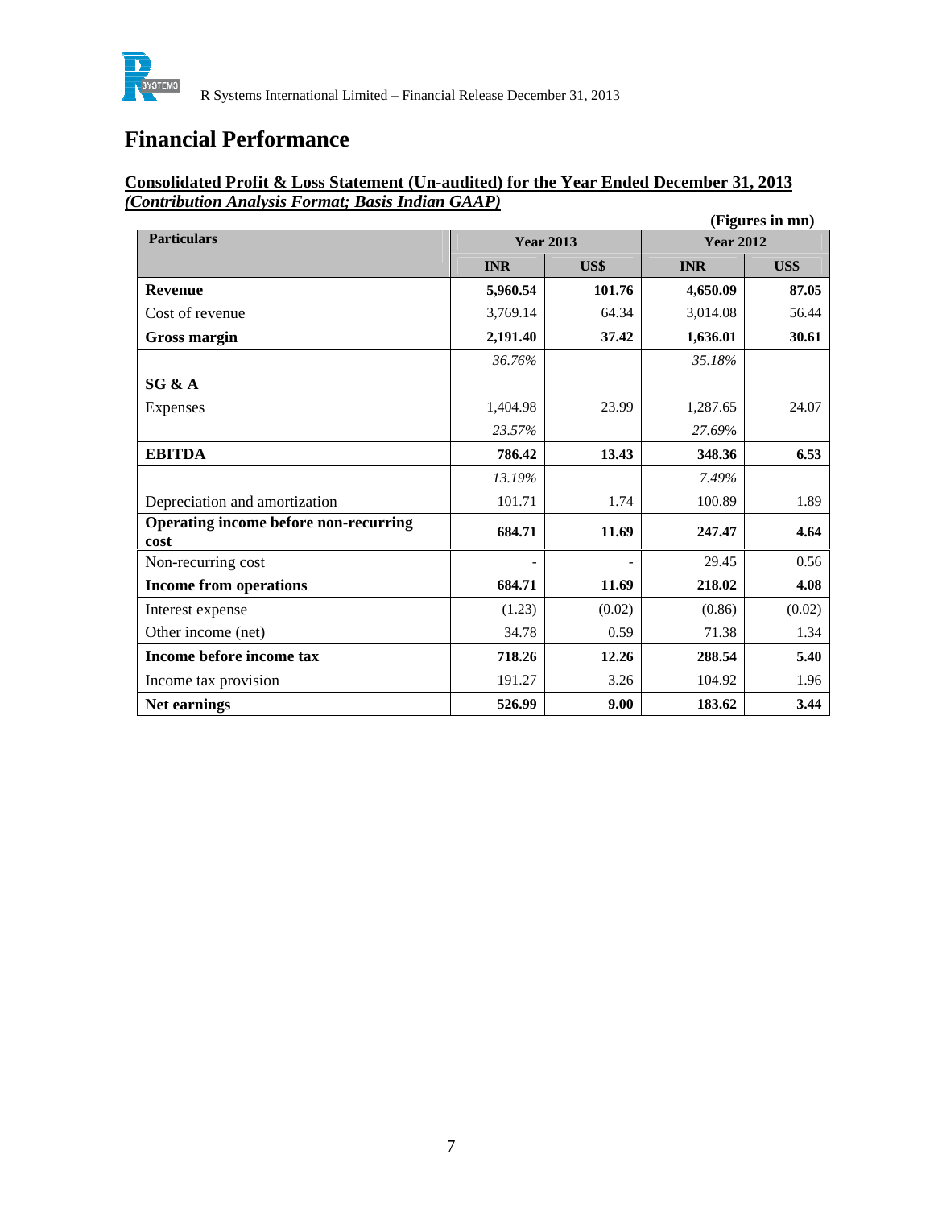# Financial Performance

**Consolidated Profit & Loss Statement (Un-audited) for the Year Ended December 31, 2013**
***(Contribution Analysis Format; Basis Indian GAAP)***

**(Figures in mn)**

| Particulars | Year 2013 | | Year 2012 | |
|---|---|---|---|---|
| | INR | US$ | INR | US$ |
| **Revenue** | **5,960.54** | **101.76** | **4,650.09** | **87.05** |
| Cost of revenue | 3,769.14 | 64.34 | 3,014.08 | 56.44 |
| **Gross margin** | **2,191.40** | **37.42** | **1,636.01** | **30.61** |
| | *36.76%* | | *35.18%* | |
| **SG & A** | | | | |
| Expenses | 1,404.98 | 23.99 | 1,287.65 | 24.07 |
| | *23.57%* | | *27.69%* | |
| **EBITDA** | **786.42** | **13.43** | **348.36** | **6.53** |
| | *13.19%* | | *7.49%* | |
| Depreciation and amortization | 101.71 | 1.74 | 100.89 | 1.89 |
| **Operating income before non-recurring cost** | **684.71** | **11.69** | **247.47** | **4.64** |
| Non-recurring cost | - | - | 29.45 | 0.56 |
| **Income from operations** | **684.71** | **11.69** | **218.02** | **4.08** |
| Interest expense | (1.23) | (0.02) | (0.86) | (0.02) |
| Other income (net) | 34.78 | 0.59 | 71.38 | 1.34 |
| **Income before income tax** | **718.26** | **12.26** | **288.54** | **5.40** |
| Income tax provision | 191.27 | 3.26 | 104.92 | 1.96 |
| **Net earnings** | **526.99** | **9.00** | **183.62** | **3.44** |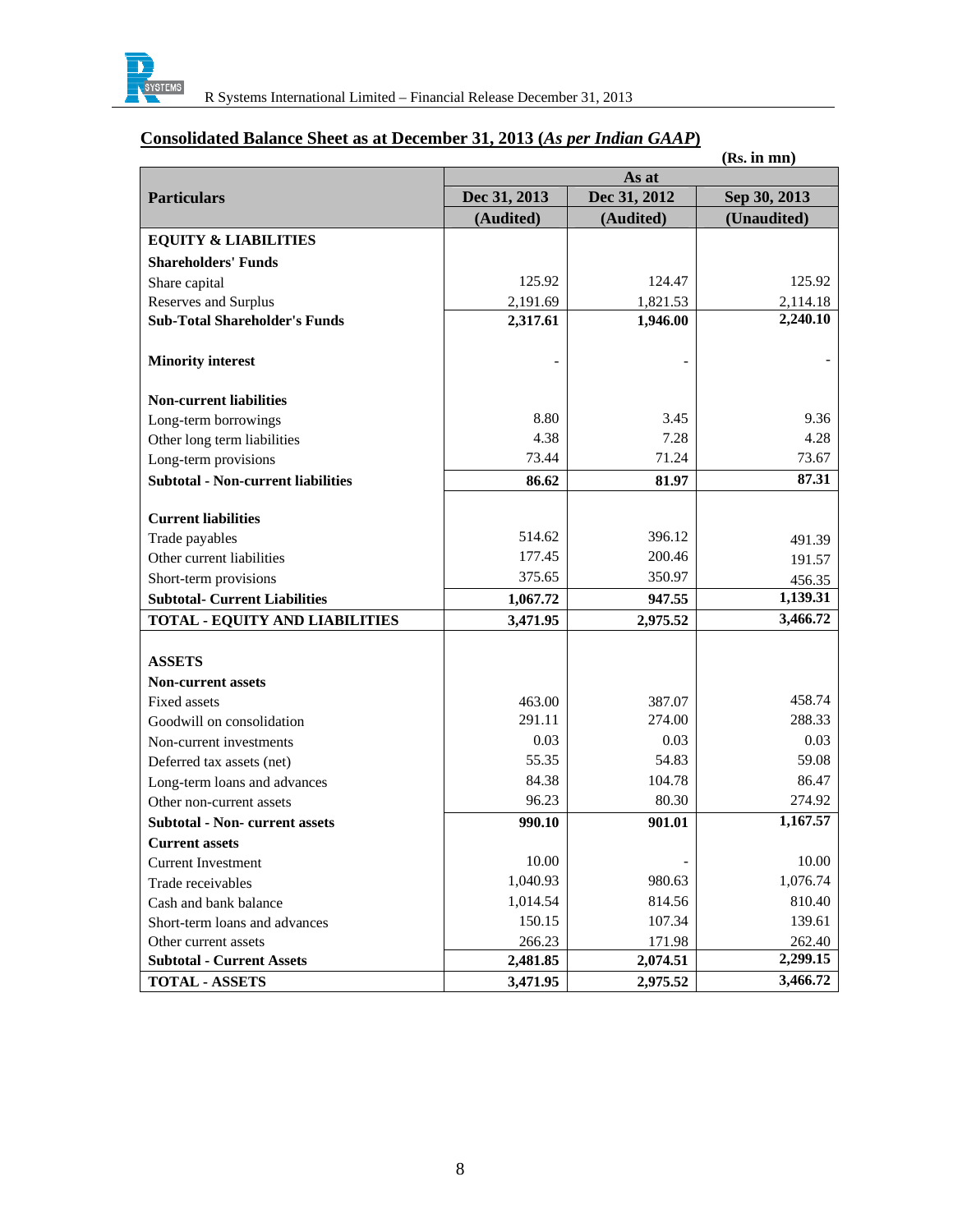## Consolidated Balance Sheet as at December 31, 2013 (*As per Indian GAAP*)

(Rs. in mn)

| Particulars | As at | | |
|---|---|---|---|
| | Dec 31, 2013 | Dec 31, 2012 | Sep 30, 2013 |
| | (Audited) | (Audited) | (Unaudited) |
| **EQUITY & LIABILITIES** | | | |
| **Shareholders' Funds** | | | |
| Share capital | 125.92 | 124.47 | 125.92 |
| Reserves and Surplus | 2,191.69 | 1,821.53 | 2,114.18 |
| **Sub-Total Shareholder's Funds** | **2,317.61** | **1,946.00** | **2,240.10** |
| **Minority interest** | - | - | - |
| **Non-current liabilities** | | | |
| Long-term borrowings | 8.80 | 3.45 | 9.36 |
| Other long term liabilities | 4.38 | 7.28 | 4.28 |
| Long-term provisions | 73.44 | 71.24 | 73.67 |
| **Subtotal - Non-current liabilities** | **86.62** | **81.97** | **87.31** |
| **Current liabilities** | | | |
| Trade payables | 514.62 | 396.12 | 491.39 |
| Other current liabilities | 177.45 | 200.46 | 191.57 |
| Short-term provisions | 375.65 | 350.97 | 456.35 |
| **Subtotal- Current Liabilities** | **1,067.72** | **947.55** | **1,139.31** |
| **TOTAL - EQUITY AND LIABILITIES** | **3,471.95** | **2,975.52** | **3,466.72** |
| **ASSETS** | | | |
| **Non-current assets** | | | |
| Fixed assets | 463.00 | 387.07 | 458.74 |
| Goodwill on consolidation | 291.11 | 274.00 | 288.33 |
| Non-current investments | 0.03 | 0.03 | 0.03 |
| Deferred tax assets (net) | 55.35 | 54.83 | 59.08 |
| Long-term loans and advances | 84.38 | 104.78 | 86.47 |
| Other non-current assets | 96.23 | 80.30 | 274.92 |
| **Subtotal - Non- current assets** | **990.10** | **901.01** | **1,167.57** |
| **Current assets** | | | |
| Current Investment | 10.00 | - | 10.00 |
| Trade receivables | 1,040.93 | 980.63 | 1,076.74 |
| Cash and bank balance | 1,014.54 | 814.56 | 810.40 |
| Short-term loans and advances | 150.15 | 107.34 | 139.61 |
| Other current assets | 266.23 | 171.98 | 262.40 |
| **Subtotal - Current Assets** | **2,481.85** | **2,074.51** | **2,299.15** |
| **TOTAL - ASSETS** | **3,471.95** | **2,975.52** | **3,466.72** |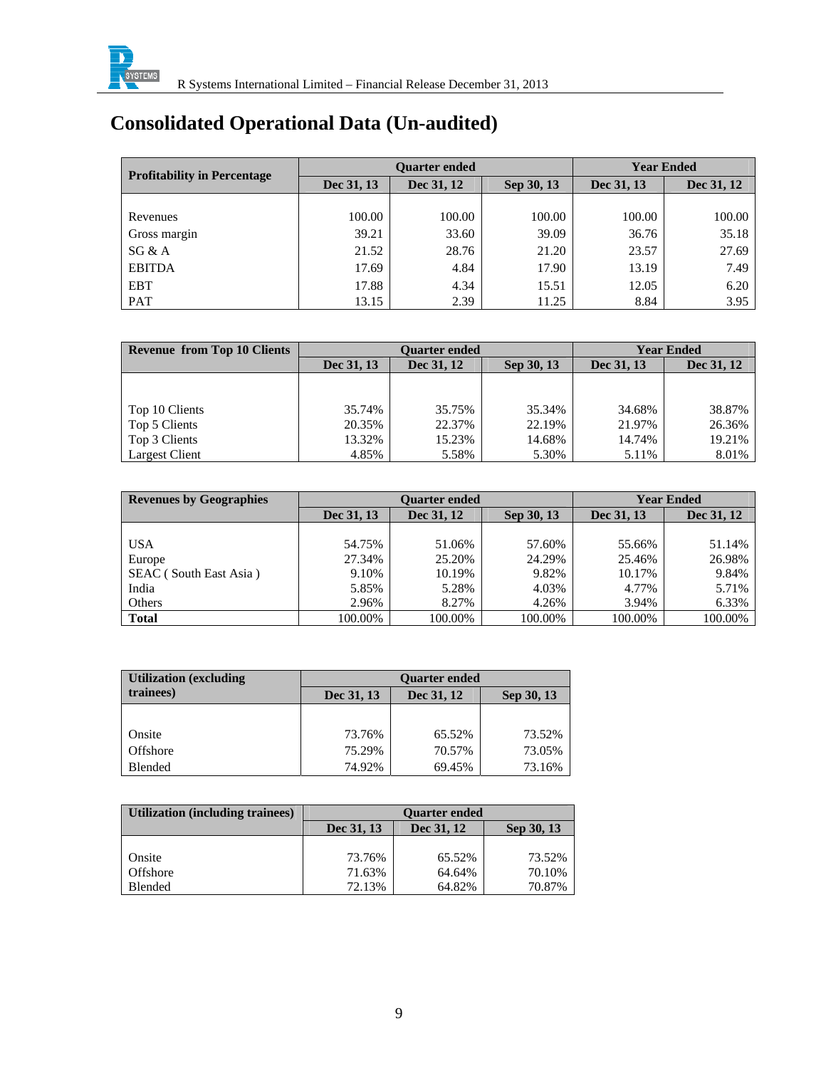# Consolidated Operational Data (Un-audited)

| Profitability in Percentage | Quarter ended | | | Year Ended | |
|---|---|---|---|---|---|
| | Dec 31, 13 | Dec 31, 12 | Sep 30, 13 | Dec 31, 13 | Dec 31, 12 |
| Revenues | 100.00 | 100.00 | 100.00 | 100.00 | 100.00 |
| Gross margin | 39.21 | 33.60 | 39.09 | 36.76 | 35.18 |
| SG & A | 21.52 | 28.76 | 21.20 | 23.57 | 27.69 |
| EBITDA | 17.69 | 4.84 | 17.90 | 13.19 | 7.49 |
| EBT | 17.88 | 4.34 | 15.51 | 12.05 | 6.20 |
| PAT | 13.15 | 2.39 | 11.25 | 8.84 | 3.95 |

| Revenue from Top 10 Clients | Quarter ended | | | Year Ended | |
|---|---|---|---|---|---|
| | Dec 31, 13 | Dec 31, 12 | Sep 30, 13 | Dec 31, 13 | Dec 31, 12 |
| Top 10 Clients | 35.74% | 35.75% | 35.34% | 34.68% | 38.87% |
| Top 5 Clients | 20.35% | 22.37% | 22.19% | 21.97% | 26.36% |
| Top 3 Clients | 13.32% | 15.23% | 14.68% | 14.74% | 19.21% |
| Largest Client | 4.85% | 5.58% | 5.30% | 5.11% | 8.01% |

| Revenues by Geographies | Quarter ended | | | Year Ended | |
|---|---|---|---|---|---|
| | Dec 31, 13 | Dec 31, 12 | Sep 30, 13 | Dec 31, 13 | Dec 31, 12 |
| USA | 54.75% | 51.06% | 57.60% | 55.66% | 51.14% |
| Europe | 27.34% | 25.20% | 24.29% | 25.46% | 26.98% |
| SEAC ( South East Asia ) | 9.10% | 10.19% | 9.82% | 10.17% | 9.84% |
| India | 5.85% | 5.28% | 4.03% | 4.77% | 5.71% |
| Others | 2.96% | 8.27% | 4.26% | 3.94% | 6.33% |
| **Total** | 100.00% | 100.00% | 100.00% | 100.00% | 100.00% |

| Utilization (excluding trainees) | Quarter ended | | |
|---|---|---|---|
| | Dec 31, 13 | Dec 31, 12 | Sep 30, 13 |
| Onsite | 73.76% | 65.52% | 73.52% |
| Offshore | 75.29% | 70.57% | 73.05% |
| Blended | 74.92% | 69.45% | 73.16% |

| Utilization (including trainees) | Quarter ended | | |
|---|---|---|---|
| | Dec 31, 13 | Dec 31, 12 | Sep 30, 13 |
| Onsite | 73.76% | 65.52% | 73.52% |
| Offshore | 71.63% | 64.64% | 70.10% |
| Blended | 72.13% | 64.82% | 70.87% |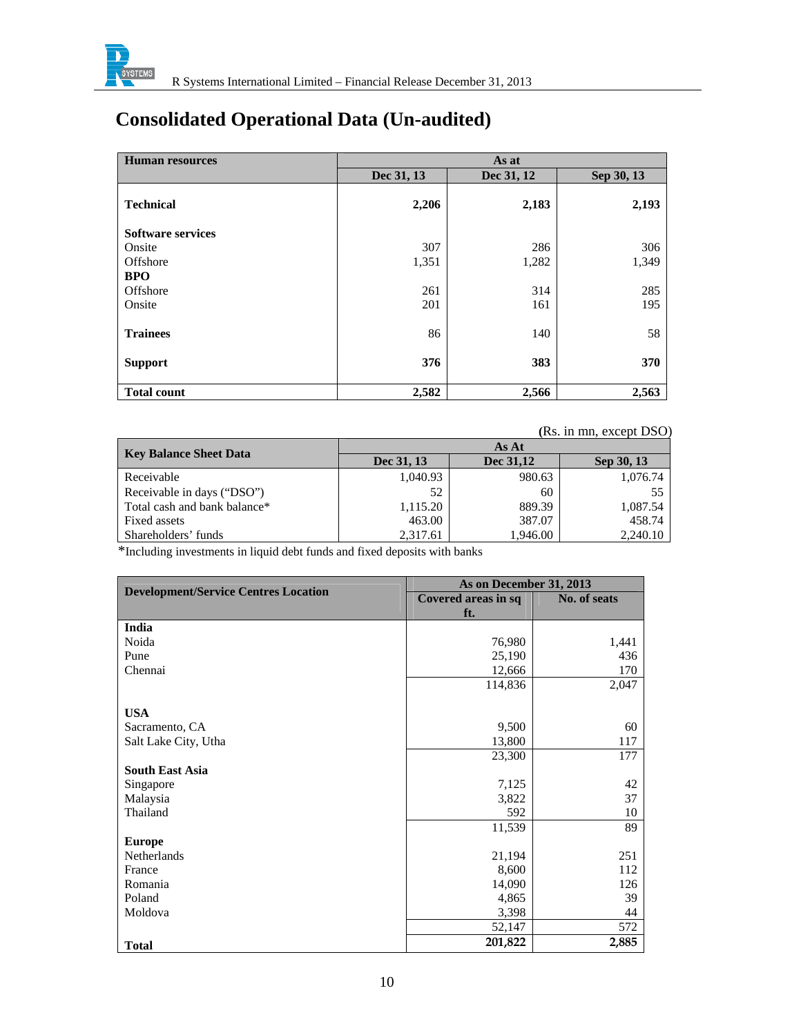# Consolidated Operational Data (Un-audited)

| Human resources | As at | | |
|---|---|---|---|
| | Dec 31, 13 | Dec 31, 12 | Sep 30, 13 |
| **Technical** | **2,206** | **2,183** | **2,193** |
| **Software services** | | | |
| Onsite | 307 | 286 | 306 |
| Offshore | 1,351 | 1,282 | 1,349 |
| **BPO** | | | |
| Offshore | 261 | 314 | 285 |
| Onsite | 201 | 161 | 195 |
| **Trainees** | 86 | 140 | 58 |
| **Support** | **376** | **383** | **370** |
| **Total count** | **2,582** | **2,566** | **2,563** |

(Rs. in mn, except DSO)

| Key Balance Sheet Data | As At | | |
|---|---|---|---|
| | Dec 31, 13 | Dec 31,12 | Sep 30, 13 |
| Receivable | 1,040.93 | 980.63 | 1,076.74 |
| Receivable in days ("DSO") | 52 | 60 | 55 |
| Total cash and bank balance* | 1,115.20 | 889.39 | 1,087.54 |
| Fixed assets | 463.00 | 387.07 | 458.74 |
| Shareholders' funds | 2,317.61 | 1,946.00 | 2,240.10 |

*Including investments in liquid debt funds and fixed deposits with banks

| Development/Service Centres Location | As on December 31, 2013 | |
|---|---|---|
| | Covered areas in sq ft. | No. of seats |
| **India** | | |
| Noida | 76,980 | 1,441 |
| Pune | 25,190 | 436 |
| Chennai | 12,666 | 170 |
| | 114,836 | 2,047 |
| **USA** | | |
| Sacramento, CA | 9,500 | 60 |
| Salt Lake City, Utha | 13,800 | 117 |
| | 23,300 | 177 |
| **South East Asia** | | |
| Singapore | 7,125 | 42 |
| Malaysia | 3,822 | 37 |
| Thailand | 592 | 10 |
| | 11,539 | 89 |
| **Europe** | | |
| Netherlands | 21,194 | 251 |
| France | 8,600 | 112 |
| Romania | 14,090 | 126 |
| Poland | 4,865 | 39 |
| Moldova | 3,398 | 44 |
| | 52,147 | 572 |
| **Total** | **201,822** | **2,885** |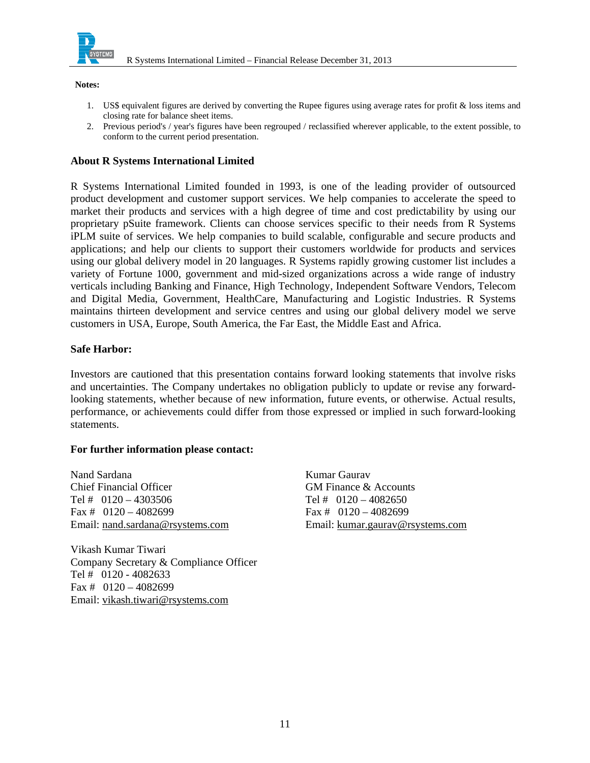**Notes:**

1. US$ equivalent figures are derived by converting the Rupee figures using average rates for profit & loss items and closing rate for balance sheet items.
2. Previous period's / year's figures have been regrouped / reclassified wherever applicable, to the extent possible, to conform to the current period presentation.

## About R Systems International Limited

R Systems International Limited founded in 1993, is one of the leading provider of outsourced product development and customer support services. We help companies to accelerate the speed to market their products and services with a high degree of time and cost predictability by using our proprietary pSuite framework. Clients can choose services specific to their needs from R Systems iPLM suite of services. We help companies to build scalable, configurable and secure products and applications; and help our clients to support their customers worldwide for products and services using our global delivery model in 20 languages. R Systems rapidly growing customer list includes a variety of Fortune 1000, government and mid-sized organizations across a wide range of industry verticals including Banking and Finance, High Technology, Independent Software Vendors, Telecom and Digital Media, Government, HealthCare, Manufacturing and Logistic Industries. R Systems maintains thirteen development and service centres and using our global delivery model we serve customers in USA, Europe, South America, the Far East, the Middle East and Africa.

## Safe Harbor:

Investors are cautioned that this presentation contains forward looking statements that involve risks and uncertainties. The Company undertakes no obligation publicly to update or revise any forward-looking statements, whether because of new information, future events, or otherwise. Actual results, performance, or achievements could differ from those expressed or implied in such forward-looking statements.

## For further information please contact:

Nand Sardana
Chief Financial Officer
Tel # 0120 – 4303506
Fax # 0120 – 4082699
Email: nand.sardana@rsystems.com

Kumar Gaurav
GM Finance & Accounts
Tel # 0120 – 4082650
Fax # 0120 – 4082699
Email: kumar.gaurav@rsystems.com

Vikash Kumar Tiwari
Company Secretary & Compliance Officer
Tel # 0120 - 4082633
Fax # 0120 – 4082699
Email: vikash.tiwari@rsystems.com